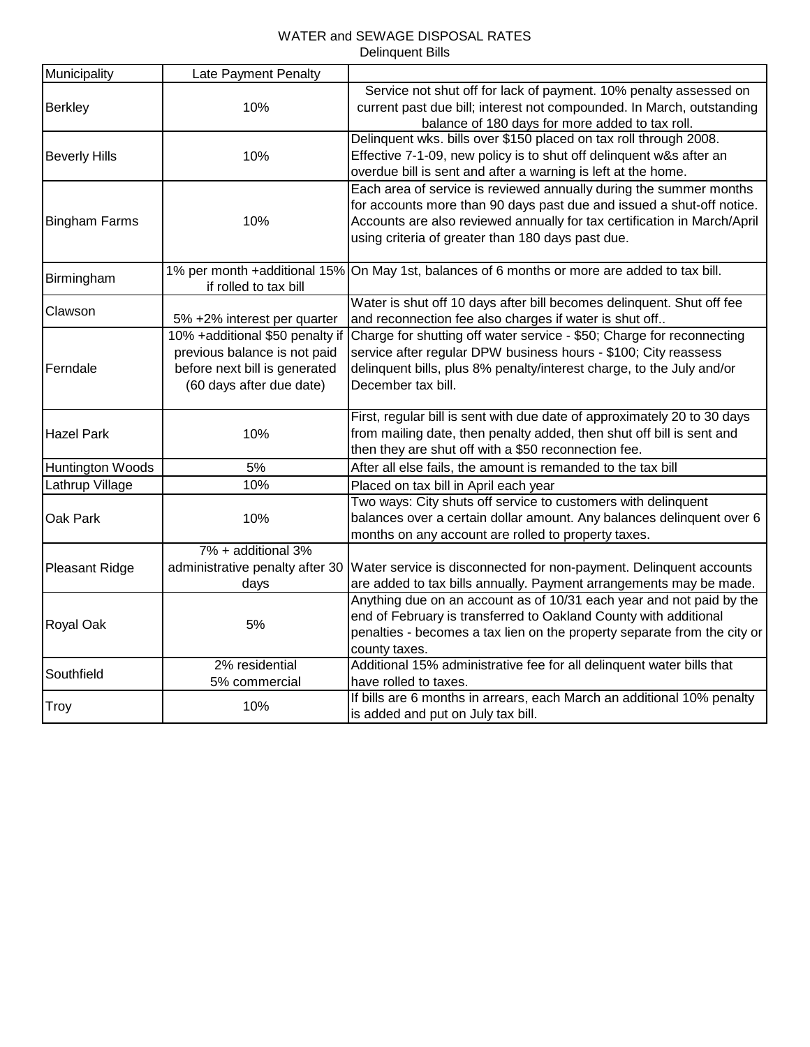# WATER and SEWAGE DISPOSAL RATES

## Delinquent Bills

| Municipality | Late Payment Penalty | |
|---|---|---|
| Berkley | 10% | Service not shut off for lack of payment. 10% penalty assessed on current past due bill; interest not compounded. In March, outstanding balance of 180 days for more added to tax roll. |
| Beverly Hills | 10% | Delinquent wks. bills over $150 placed on tax roll through 2008. Effective 7-1-09, new policy is to shut off delinquent w&s after an overdue bill is sent and after a warning is left at the home. |
| Bingham Farms | 10% | Each area of service is reviewed annually during the summer months for accounts more than 90 days past due and issued a shut-off notice. Accounts are also reviewed annually for tax certification in March/April using criteria of greater than 180 days past due. |
| Birmingham | 1% per month +additional 15% if rolled to tax bill | On May 1st, balances of 6 months or more are added to tax bill. |
| Clawson | 5% +2% interest per quarter | Water is shut off 10 days after bill becomes delinquent. Shut off fee and reconnection fee also charges if water is shut off.. |
| Ferndale | 10% +additional $50 penalty if previous balance is not paid before next bill is generated (60 days after due date) | Charge for shutting off water service - $50; Charge for reconnecting service after regular DPW business hours - $100; City reassess delinquent bills, plus 8% penalty/interest charge, to the July and/or December tax bill. |
| Hazel Park | 10% | First, regular bill is sent with due date of approximately 20 to 30 days from mailing date, then penalty added, then shut off bill is sent and then they are shut off with a $50 reconnection fee. |
| Huntington Woods | 5% | After all else fails, the amount is remanded to the tax bill |
| Lathrup Village | 10% | Placed on tax bill in April each year |
| Oak Park | 10% | Two ways: City shuts off service to customers with delinquent balances over a certain dollar amount. Any balances delinquent over 6 months on any account are rolled to property taxes. |
| Pleasant Ridge | 7% + additional 3% administrative penalty after 30 days | Water service is disconnected for non-payment. Delinquent accounts are added to tax bills annually. Payment arrangements may be made. |
| Royal Oak | 5% | Anything due on an account as of 10/31 each year and not paid by the end of February is transferred to Oakland County with additional penalties - becomes a tax lien on the property separate from the city or county taxes. |
| Southfield | 2% residential<br>5% commercial | Additional 15% administrative fee for all delinquent water bills that have rolled to taxes. |
| Troy | 10% | If bills are 6 months in arrears, each March an additional 10% penalty is added and put on July tax bill. |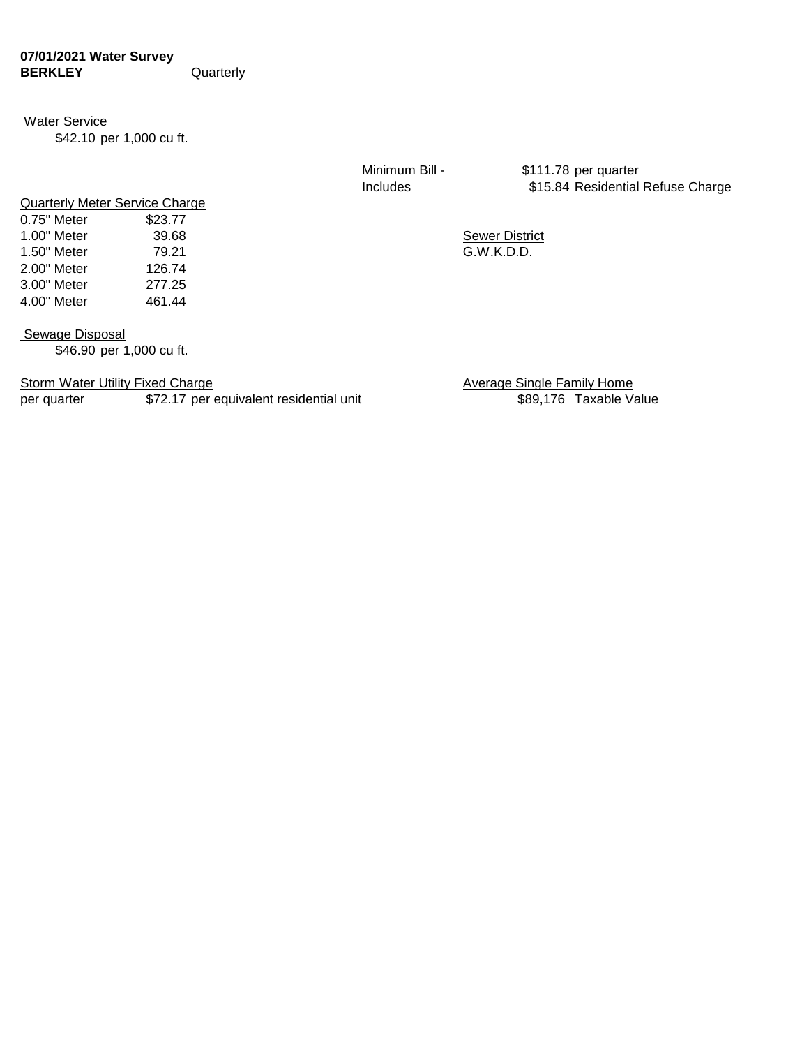**07/01/2021 Water Survey**
**BERKLEY** Quarterly

Water Service
$42.10 per 1,000 cu ft.

Minimum Bill - $111.78 per quarter
Includes $15.84 Residential Refuse Charge

Quarterly Meter Service Charge

| Meter | Charge |
| --- | --- |
| 0.75" Meter | $23.77 |
| 1.00" Meter | 39.68 |
| 1.50" Meter | 79.21 |
| 2.00" Meter | 126.74 |
| 3.00" Meter | 277.25 |
| 4.00" Meter | 461.44 |

Sewer District
G.W.K.D.D.

Sewage Disposal
$46.90 per 1,000 cu ft.

Storm Water Utility Fixed Charge
per quarter $72.17 per equivalent residential unit

Average Single Family Home
$89,176 Taxable Value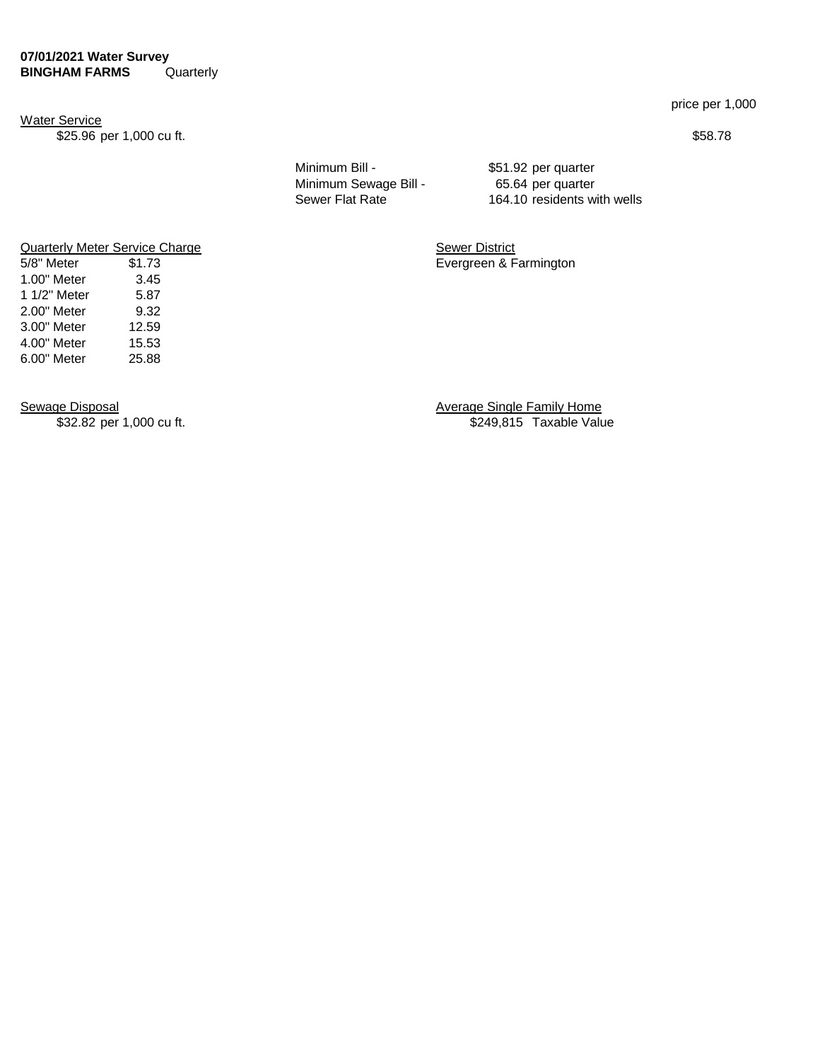**07/01/2021 Water Survey**
**BINGHAM FARMS** Quarterly

price per 1,000

Water Service

$25.96 per 1,000 cu ft. $58.78

| | |
|---|---|
| Minimum Bill - | $51.92 per quarter |
| Minimum Sewage Bill - | 65.64 per quarter |
| Sewer Flat Rate | 164.10 residents with wells |

Quarterly Meter Service Charge

| | |
|---|---|
| 5/8" Meter | $1.73 |
| 1.00" Meter | 3.45 |
| 1 1/2" Meter | 5.87 |
| 2.00" Meter | 9.32 |
| 3.00" Meter | 12.59 |
| 4.00" Meter | 15.53 |
| 6.00" Meter | 25.88 |

Sewer District

Evergreen & Farmington

Sewage Disposal

$32.82 per 1,000 cu ft.

Average Single Family Home

$249,815 Taxable Value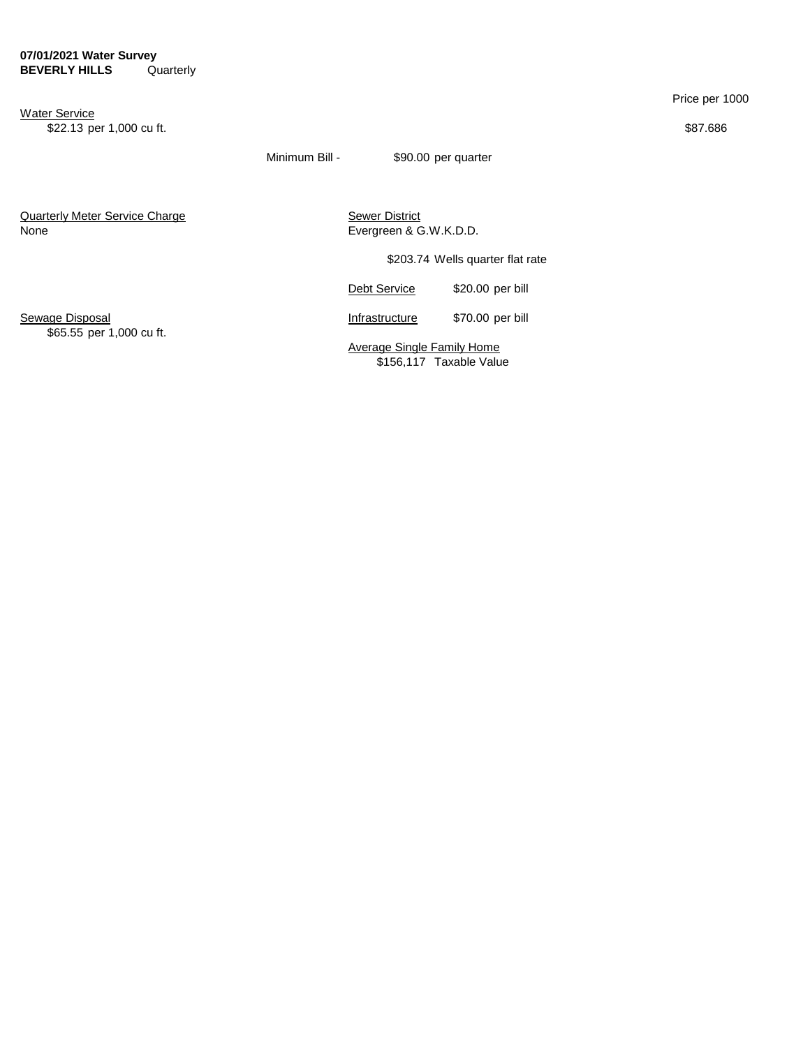**07/01/2021 Water Survey**
**BEVERLY HILLS** Quarterly

Price per 1000

Water Service
$22.13 per 1,000 cu ft. $87.686

Minimum Bill - $90.00 per quarter

Quarterly Meter Service Charge
None

Sewer District
Evergreen & G.W.K.D.D.

$203.74 Wells quarter flat rate

Debt Service $20.00 per bill

Sewage Disposal
$65.55 per 1,000 cu ft.

Infrastructure $70.00 per bill

Average Single Family Home
$156,117 Taxable Value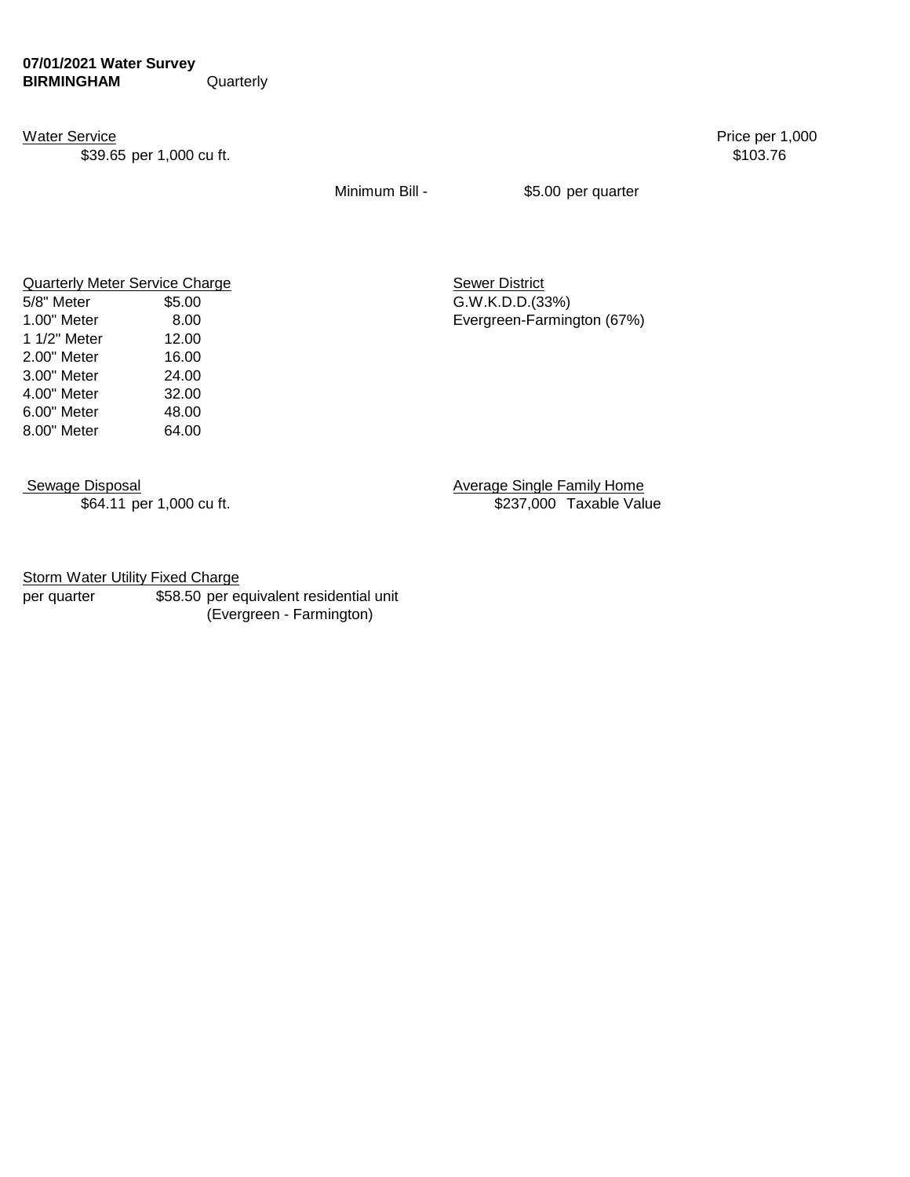**07/01/2021 Water Survey**
**BIRMINGHAM** Quarterly

Water Service

$39.65 per 1,000 cu ft.

Price per 1,000
$103.76

Minimum Bill - $5.00 per quarter

Quarterly Meter Service Charge

| Meter | Charge |
|---|---|
| 5/8" Meter | $5.00 |
| 1.00" Meter | 8.00 |
| 1 1/2" Meter | 12.00 |
| 2.00" Meter | 16.00 |
| 3.00" Meter | 24.00 |
| 4.00" Meter | 32.00 |
| 6.00" Meter | 48.00 |
| 8.00" Meter | 64.00 |

Sewer District
G.W.K.D.D.(33%)
Evergreen-Farmington (67%)

Sewage Disposal
$64.11 per 1,000 cu ft.

Average Single Family Home
$237,000 Taxable Value

Storm Water Utility Fixed Charge
per quarter $58.50 per equivalent residential unit (Evergreen - Farmington)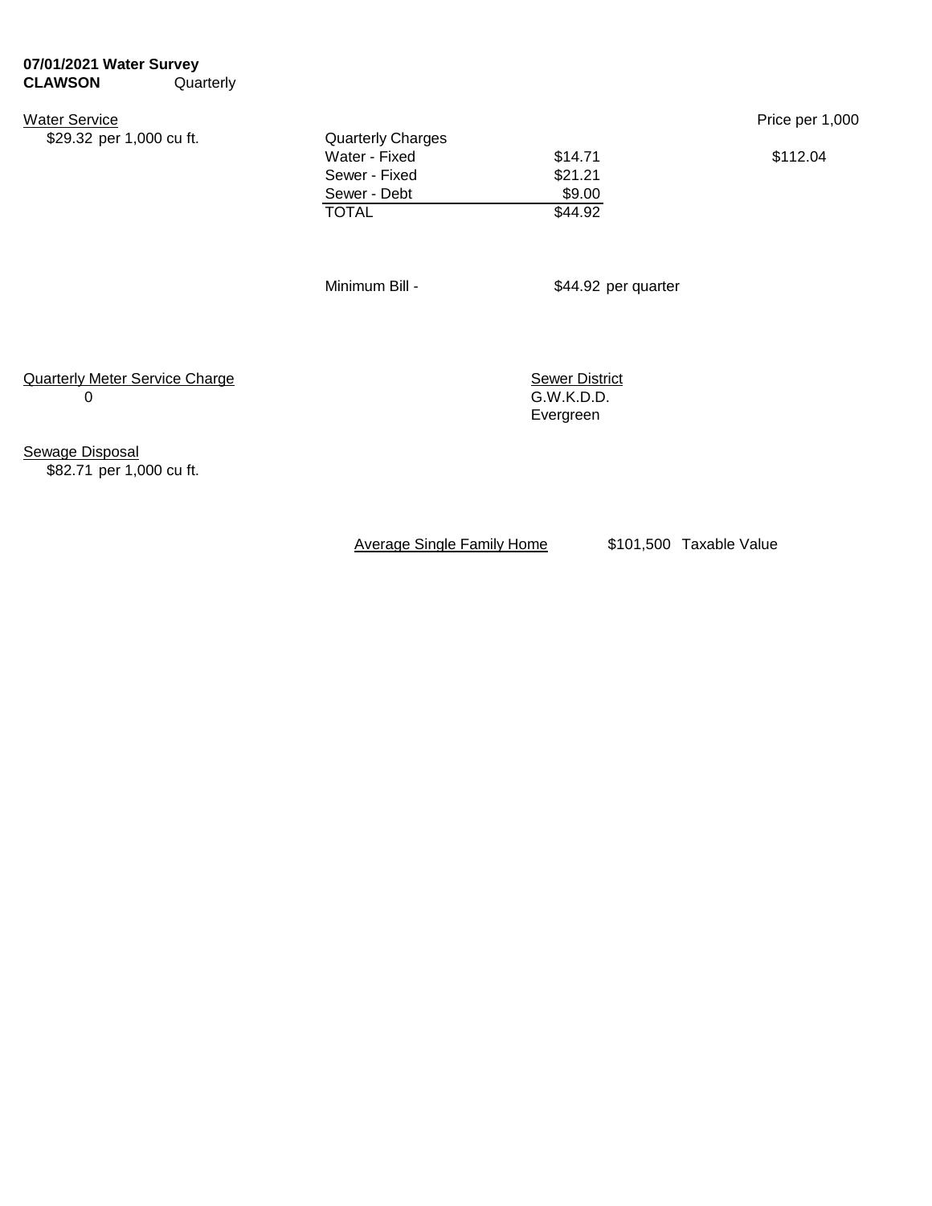**07/01/2021 Water Survey**
**CLAWSON** Quarterly

Water Service
$29.32 per 1,000 cu ft.

| Quarterly Charges | | Price per 1,000 |
|---|---|---|
| Water - Fixed | $14.71 | $112.04 |
| Sewer - Fixed | $21.21 | |
| Sewer - Debt | $9.00 | |
| TOTAL | $44.92 | |

Minimum Bill - $44.92 per quarter

Quarterly Meter Service Charge
0

Sewer District
G.W.K.D.D.
Evergreen

Sewage Disposal
$82.71 per 1,000 cu ft.

Average Single Family Home $101,500 Taxable Value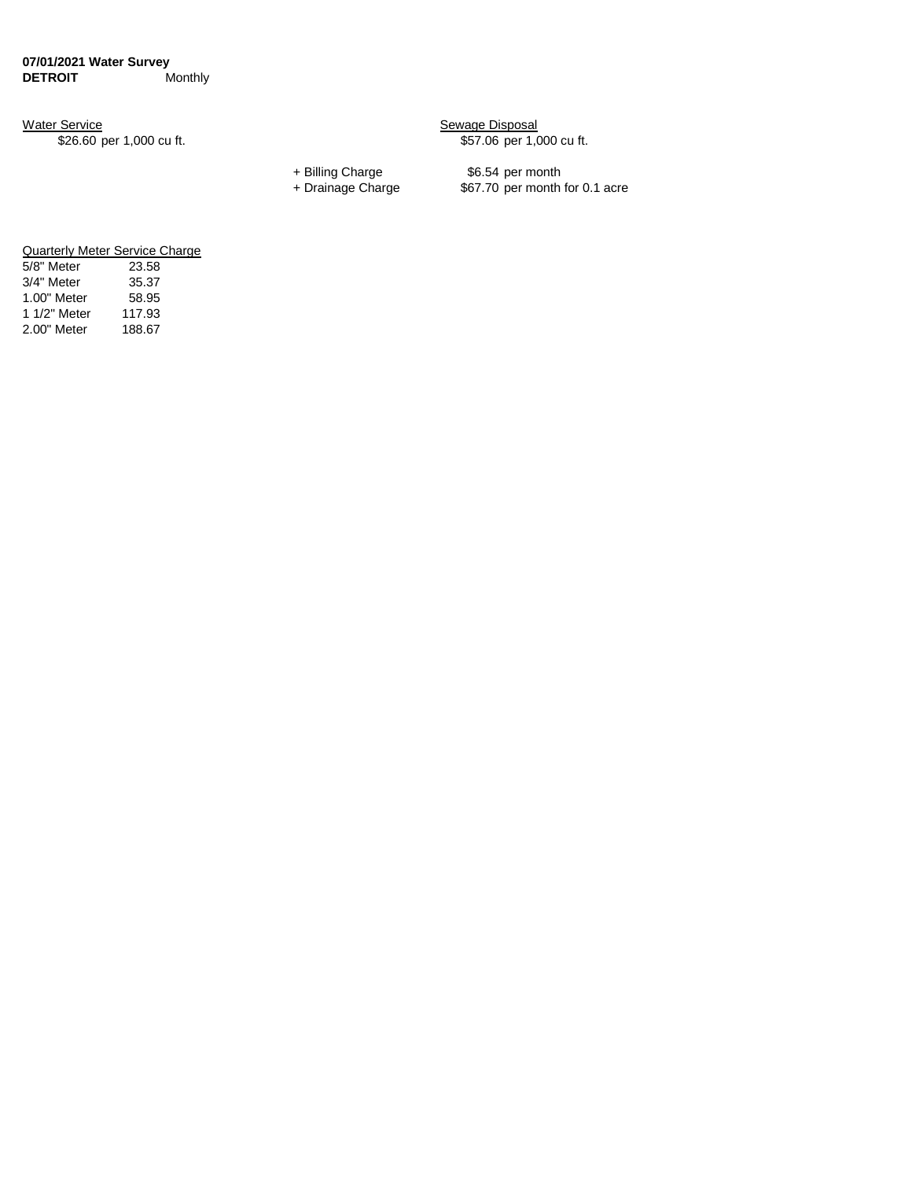**07/01/2021 Water Survey**
**DETROIT** Monthly

Water Service
$26.60 per 1,000 cu ft.

Sewage Disposal
$57.06 per 1,000 cu ft.

+ Billing Charge $6.54 per month
+ Drainage Charge $67.70 per month for 0.1 acre

| Quarterly Meter Service Charge | |
|---|---|
| 5/8" Meter | 23.58 |
| 3/4" Meter | 35.37 |
| 1.00" Meter | 58.95 |
| 1 1/2" Meter | 117.93 |
| 2.00" Meter | 188.67 |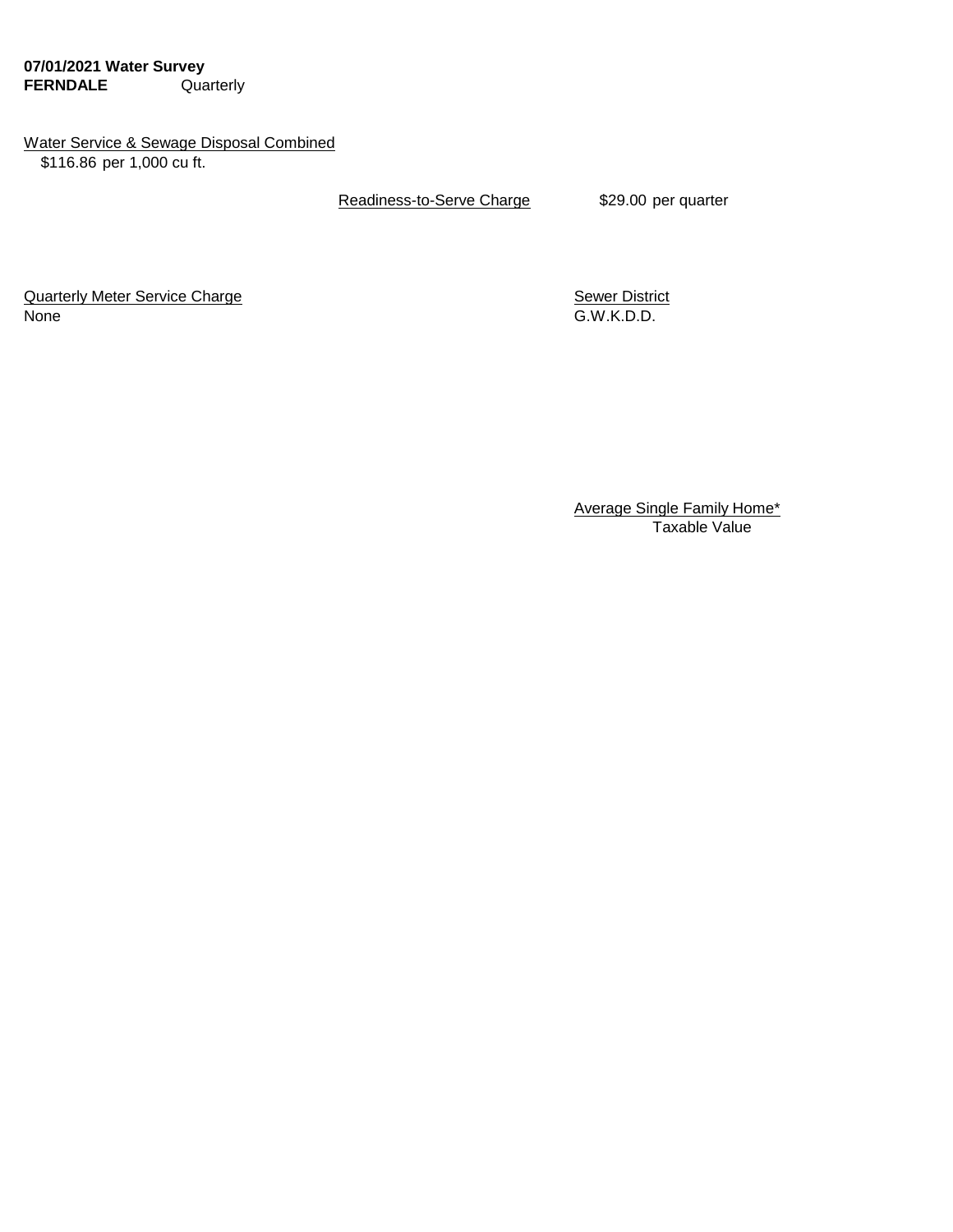**07/01/2021 Water Survey**
**FERNDALE** Quarterly

Water Service & Sewage Disposal Combined
$116.86 per 1,000 cu ft.

Readiness-to-Serve Charge $29.00 per quarter

Quarterly Meter Service Charge
None

Sewer District
G.W.K.D.D.

Average Single Family Home*
Taxable Value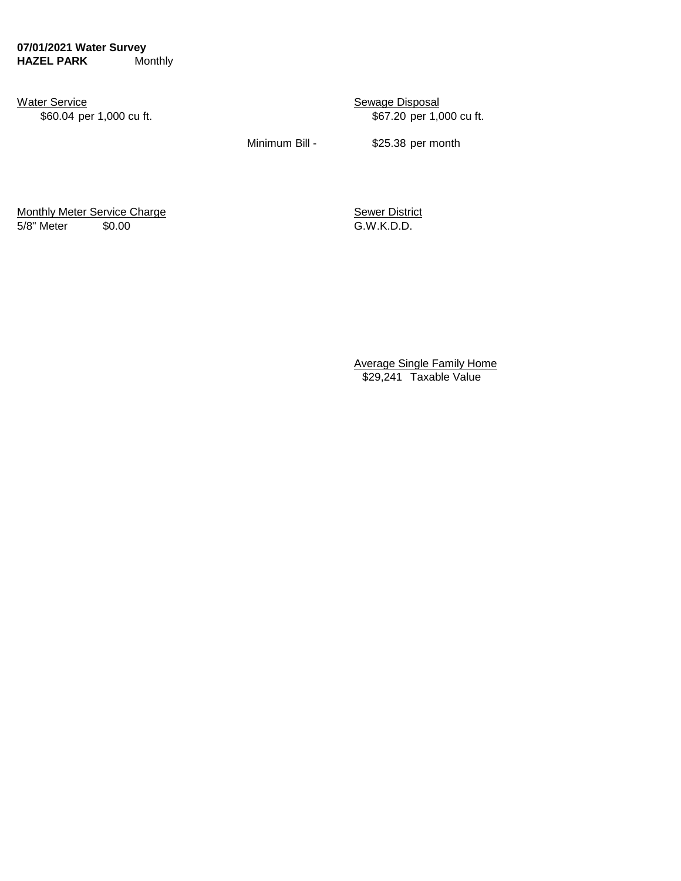**07/01/2021 Water Survey**
**HAZEL PARK** Monthly

Water Service
$60.04 per 1,000 cu ft.

Sewage Disposal
$67.20 per 1,000 cu ft.

Minimum Bill - $25.38 per month

Monthly Meter Service Charge
5/8" Meter $0.00

Sewer District
G.W.K.D.D.

Average Single Family Home
$29,241 Taxable Value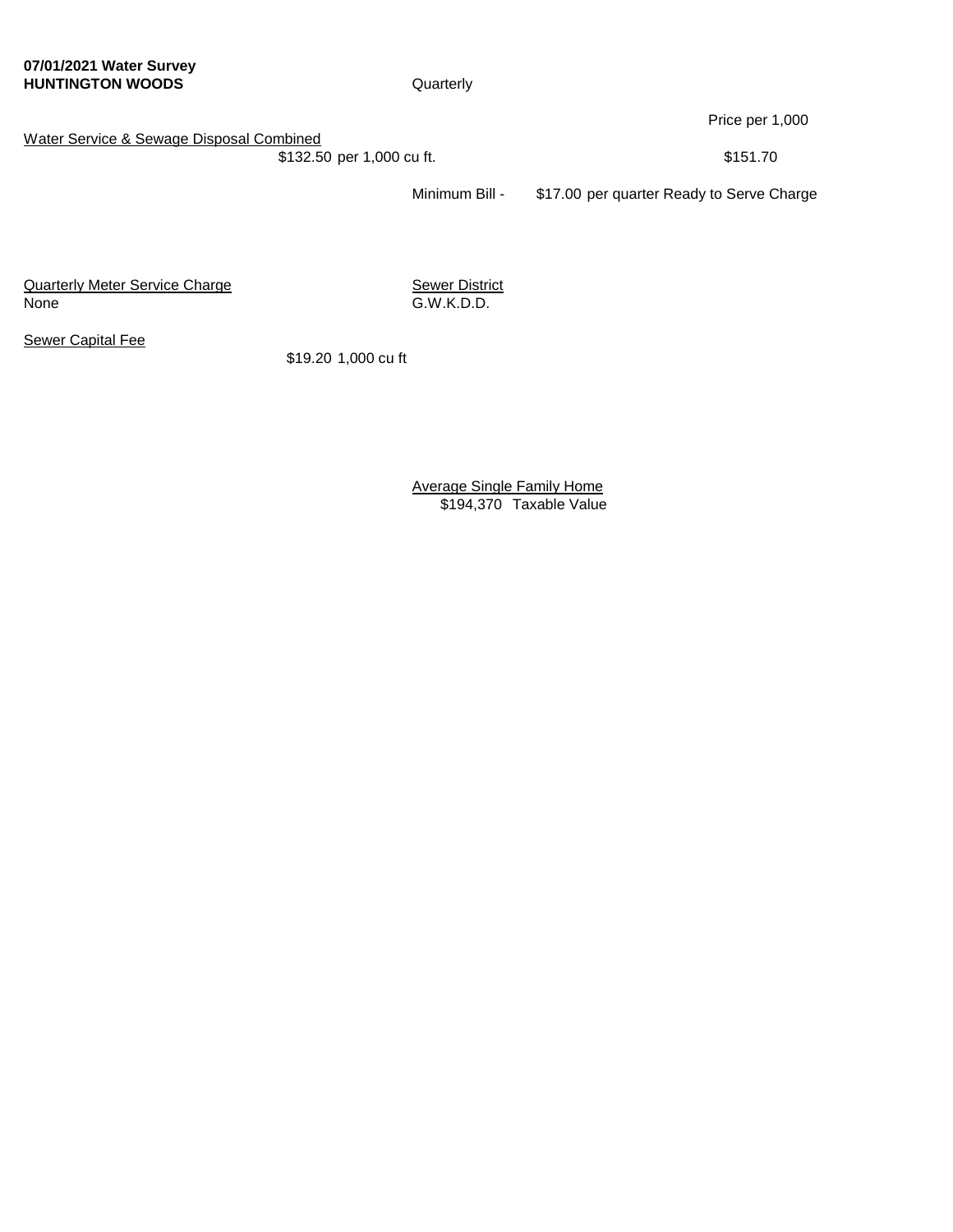**07/01/2021 Water Survey**
**HUNTINGTON WOODS**

Quarterly

Price per 1,000

Water Service & Sewage Disposal Combined

$132.50 per 1,000 cu ft. $151.70

Minimum Bill - $17.00 per quarter Ready to Serve Charge

Quarterly Meter Service Charge
None

Sewer District
G.W.K.D.D.

Sewer Capital Fee

$19.20 1,000 cu ft

Average Single Family Home
$194,370 Taxable Value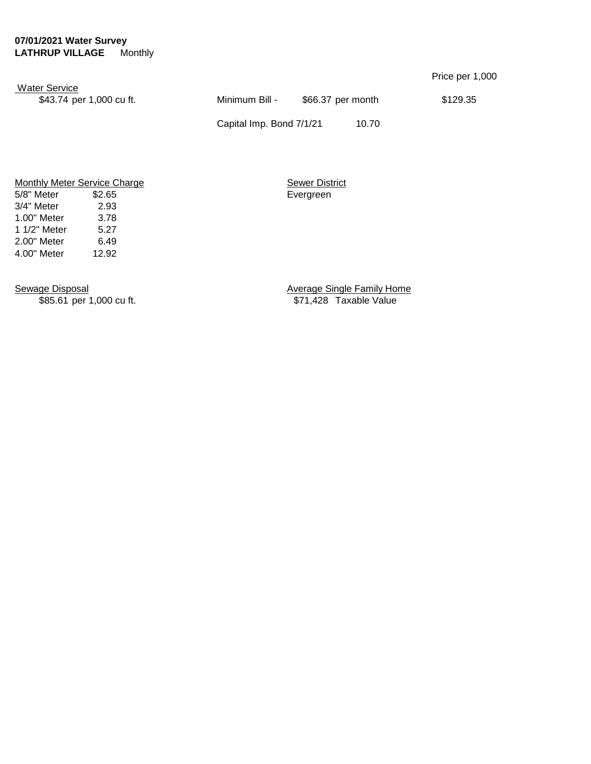**07/01/2021 Water Survey**
**LATHRUP VILLAGE** Monthly

Price per 1,000

Water Service

$43.74 per 1,000 cu ft.

Minimum Bill - $66.37 per month $129.35

Capital Imp. Bond 7/1/21 10.70

Monthly Meter Service Charge

| Meter | Charge |
|---|---|
| 5/8" Meter | $2.65 |
| 3/4" Meter | 2.93 |
| 1.00" Meter | 3.78 |
| 1 1/2" Meter | 5.27 |
| 2.00" Meter | 6.49 |
| 4.00" Meter | 12.92 |

Sewer District

Evergreen

Sewage Disposal

$85.61 per 1,000 cu ft.

Average Single Family Home

$71,428 Taxable Value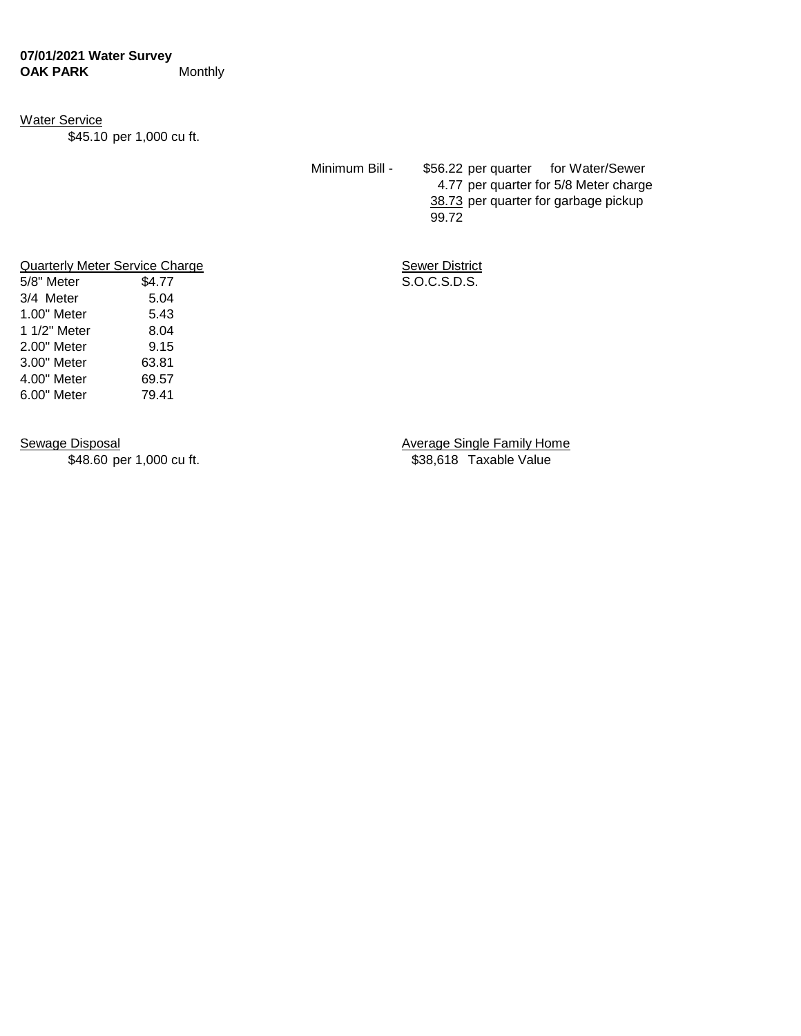**07/01/2021 Water Survey**
**OAK PARK** Monthly

Water Service

$45.10 per 1,000 cu ft.

| Minimum Bill - | $56.22 | per quarter for Water/Sewer |
|---|---|---|
| | 4.77 | per quarter for 5/8 Meter charge |
| | 38.73 | per quarter for garbage pickup |
| | 99.72 | |

Quarterly Meter Service Charge

| Meter | Charge |
|---|---|
| 5/8" Meter | $4.77 |
| 3/4 Meter | 5.04 |
| 1.00" Meter | 5.43 |
| 1 1/2" Meter | 8.04 |
| 2.00" Meter | 9.15 |
| 3.00" Meter | 63.81 |
| 4.00" Meter | 69.57 |
| 6.00" Meter | 79.41 |

Sewer District

S.O.C.S.D.S.

Sewage Disposal

$48.60 per 1,000 cu ft.

Average Single Family Home

$38,618 Taxable Value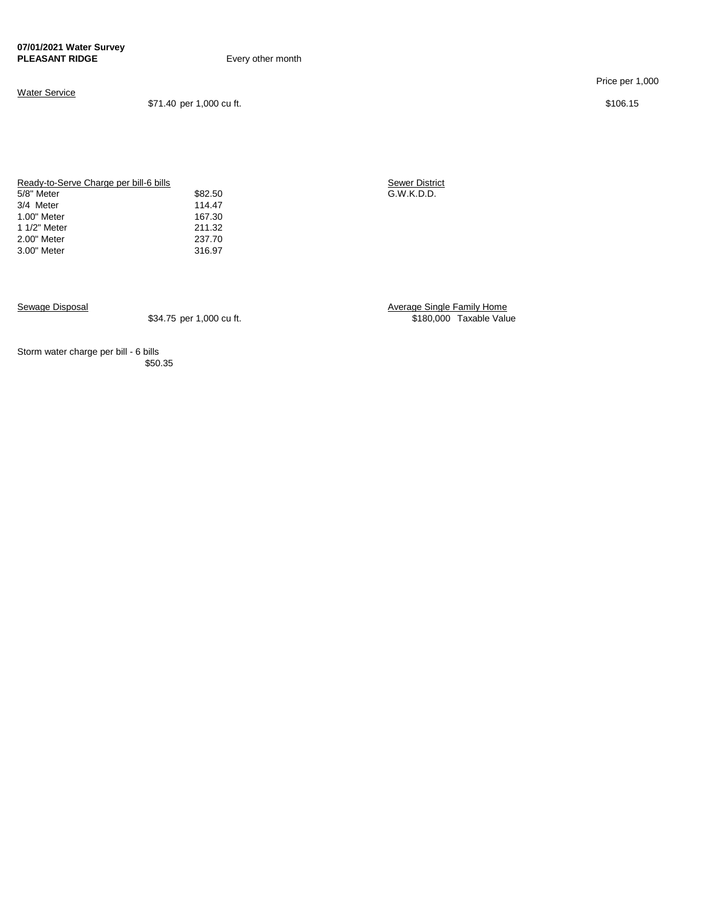**07/01/2021 Water Survey**
**PLEASANT RIDGE**

Every other month

Price per 1,000

Water Service

$71.40 per 1,000 cu ft.

$106.15

| Ready-to-Serve Charge per bill-6 bills | |
|---|---|
| 5/8" Meter | $82.50 |
| 3/4 Meter | 114.47 |
| 1.00" Meter | 167.30 |
| 1 1/2" Meter | 211.32 |
| 2.00" Meter | 237.70 |
| 3.00" Meter | 316.97 |

Sewer District
G.W.K.D.D.

Sewage Disposal

$34.75 per 1,000 cu ft.

Average Single Family Home
$180,000 Taxable Value

Storm water charge per bill - 6 bills
$50.35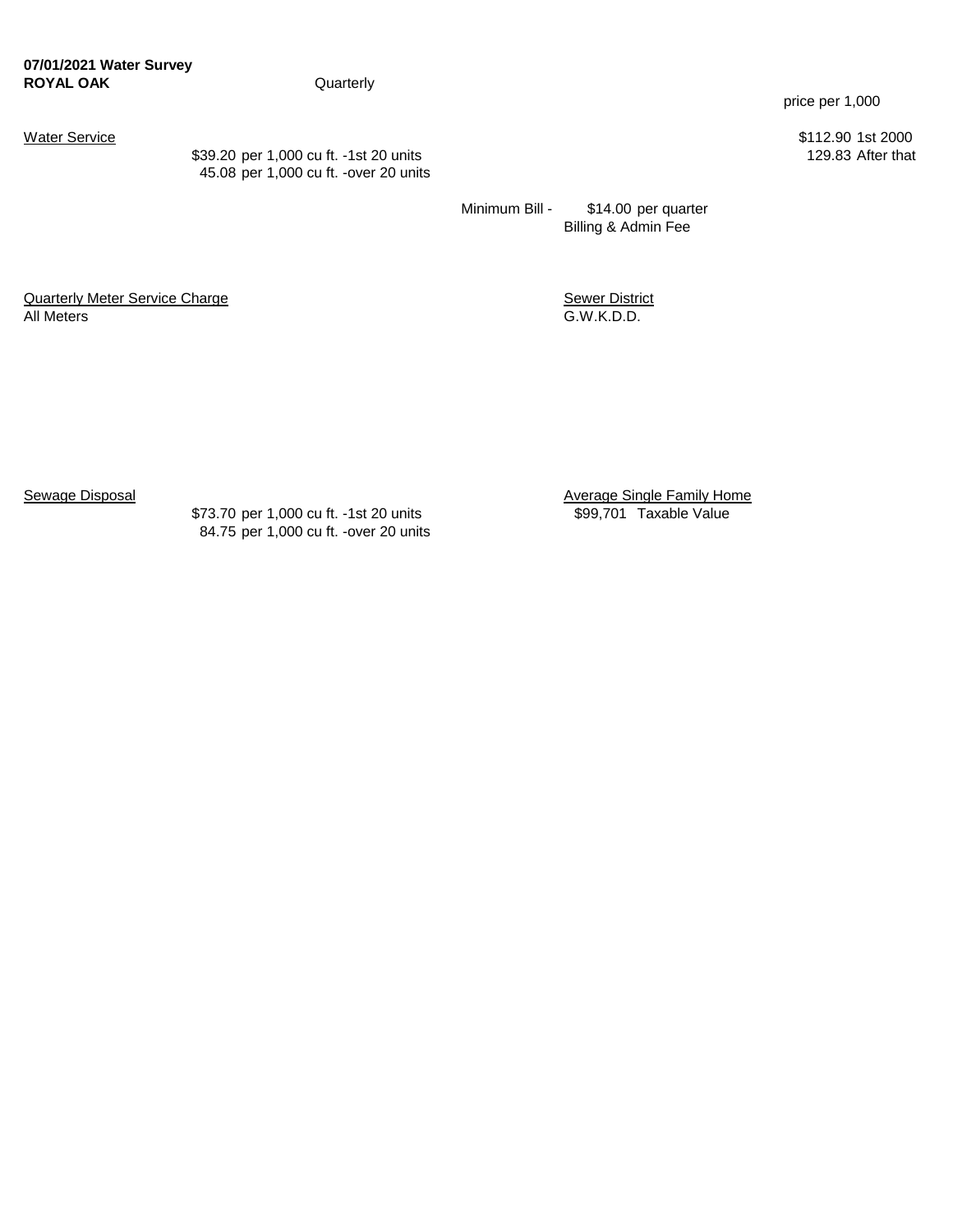**07/01/2021 Water Survey**
**ROYAL OAK** Quarterly

price per 1,000

Water Service

$39.20 per 1,000 cu ft. -1st 20 units
45.08 per 1,000 cu ft. -over 20 units

$112.90 1st 2000
129.83 After that

Minimum Bill - $14.00 per quarter
Billing & Admin Fee

Quarterly Meter Service Charge
All Meters

Sewer District
G.W.K.D.D.

Sewage Disposal

$73.70 per 1,000 cu ft. -1st 20 units
84.75 per 1,000 cu ft. -over 20 units

Average Single Family Home
$99,701 Taxable Value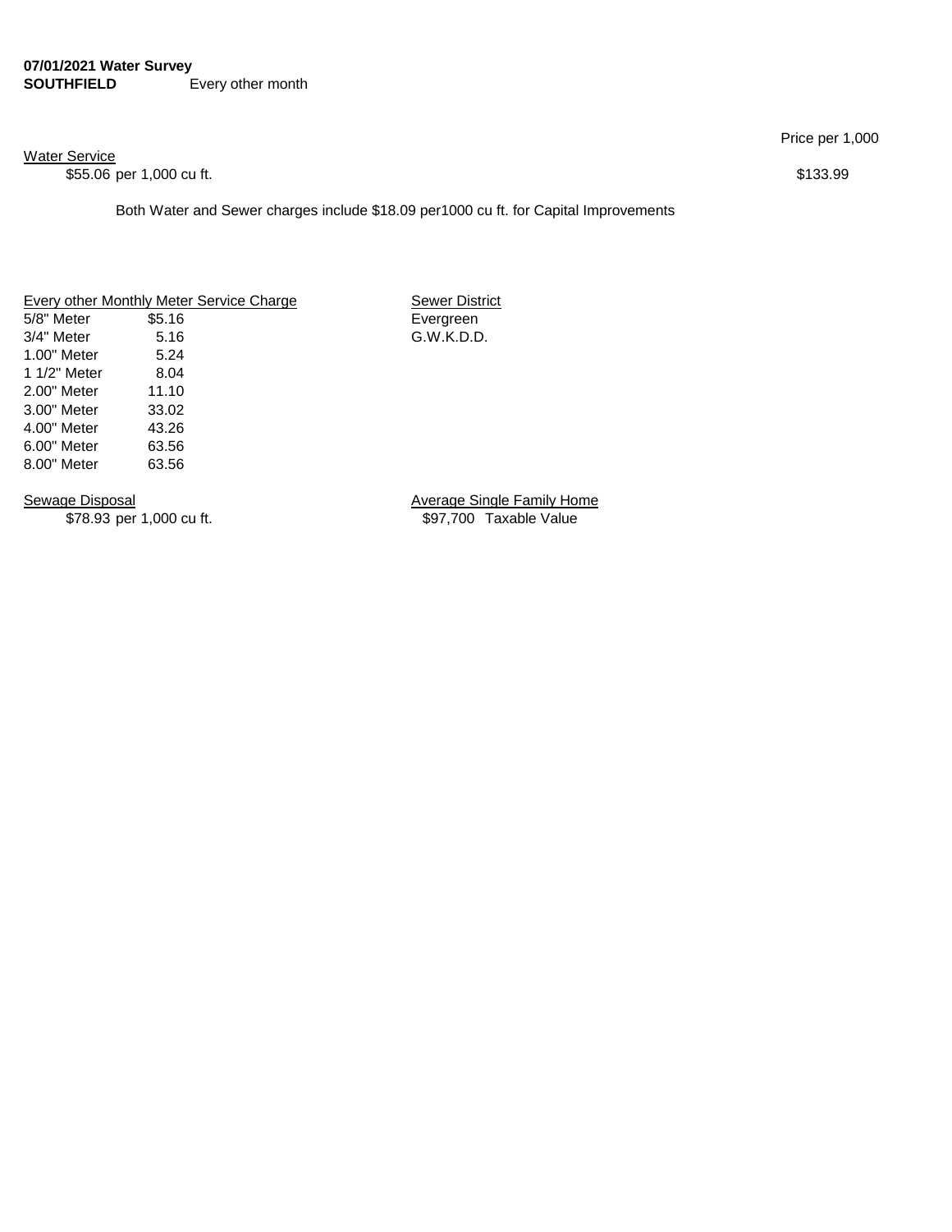**07/01/2021 Water Survey**
**SOUTHFIELD** Every other month

Price per 1,000

Water Service
$55.06 per 1,000 cu ft. $133.99

Both Water and Sewer charges include $18.09 per1000 cu ft. for Capital Improvements

| Every other Monthly Meter Service Charge | |
|---|---|
| 5/8" Meter | $5.16 |
| 3/4" Meter | 5.16 |
| 1.00" Meter | 5.24 |
| 1 1/2" Meter | 8.04 |
| 2.00" Meter | 11.10 |
| 3.00" Meter | 33.02 |
| 4.00" Meter | 43.26 |
| 6.00" Meter | 63.56 |
| 8.00" Meter | 63.56 |

Sewer District
Evergreen
G.W.K.D.D.

Sewage Disposal
$78.93 per 1,000 cu ft.

Average Single Family Home
$97,700 Taxable Value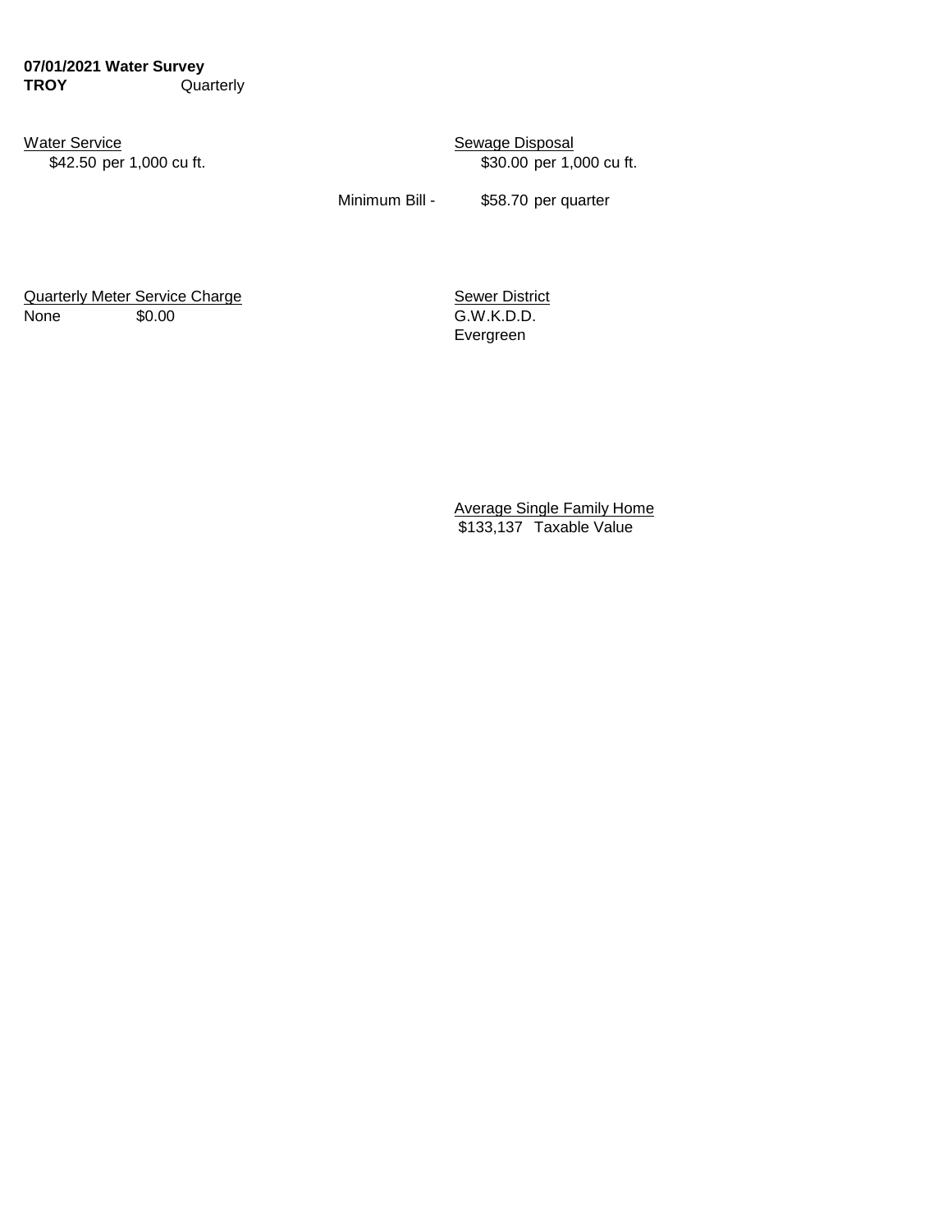**07/01/2021 Water Survey**
**TROY** Quarterly

Water Service
$42.50 per 1,000 cu ft.

Sewage Disposal
$30.00 per 1,000 cu ft.

Minimum Bill - $58.70 per quarter

Quarterly Meter Service Charge
None $0.00

Sewer District
G.W.K.D.D.
Evergreen

Average Single Family Home
$133,137 Taxable Value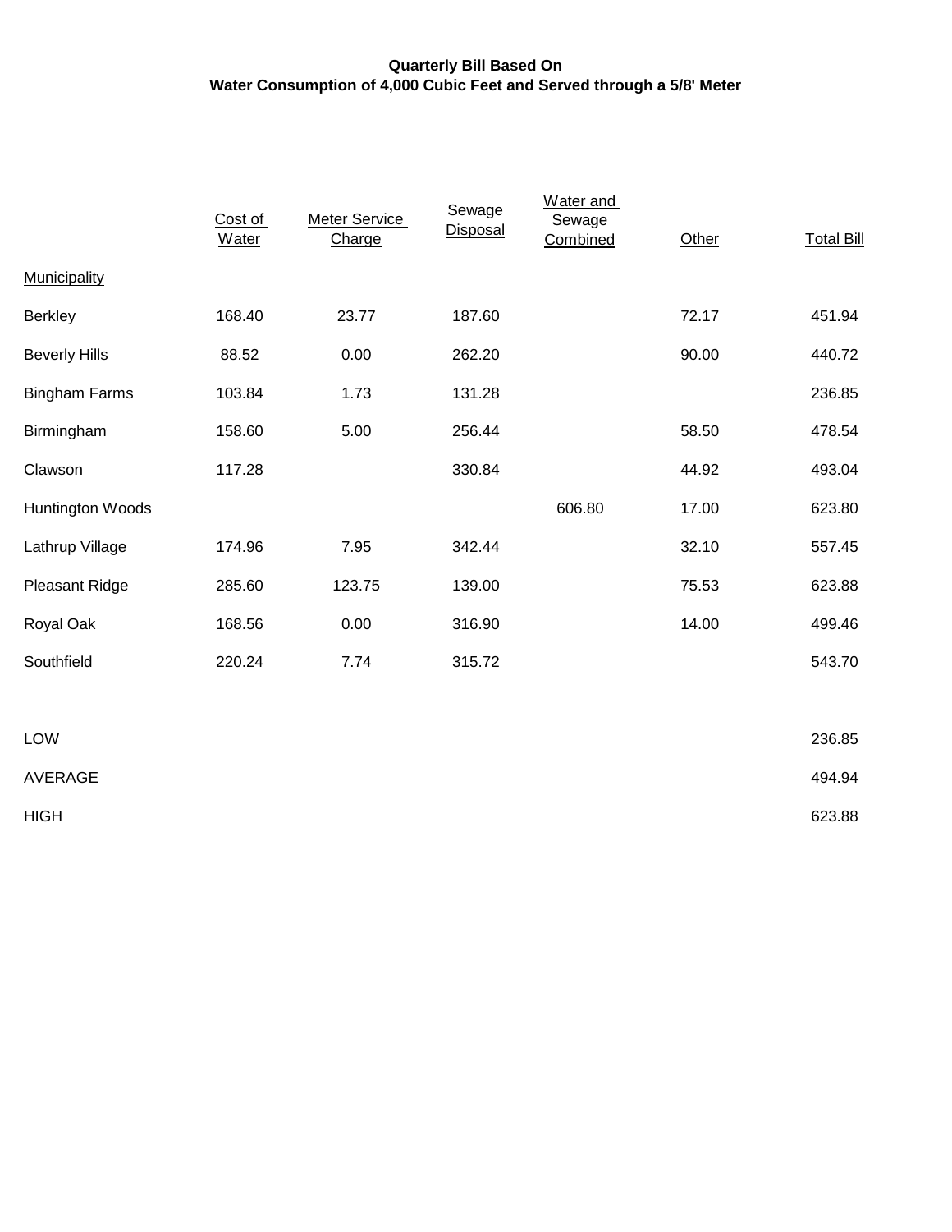**Quarterly Bill Based On**
**Water Consumption of 4,000 Cubic Feet and Served through a 5/8' Meter**

| Municipality | Cost of Water | Meter Service Charge | Sewage Disposal | Water and Sewage Combined | Other | Total Bill |
|---|---|---|---|---|---|---|
| Berkley | 168.40 | 23.77 | 187.60 | | 72.17 | 451.94 |
| Beverly Hills | 88.52 | 0.00 | 262.20 | | 90.00 | 440.72 |
| Bingham Farms | 103.84 | 1.73 | 131.28 | | | 236.85 |
| Birmingham | 158.60 | 5.00 | 256.44 | | 58.50 | 478.54 |
| Clawson | 117.28 | | 330.84 | | 44.92 | 493.04 |
| Huntington Woods | | | | 606.80 | 17.00 | 623.80 |
| Lathrup Village | 174.96 | 7.95 | 342.44 | | 32.10 | 557.45 |
| Pleasant Ridge | 285.60 | 123.75 | 139.00 | | 75.53 | 623.88 |
| Royal Oak | 168.56 | 0.00 | 316.90 | | 14.00 | 499.46 |
| Southfield | 220.24 | 7.74 | 315.72 | | | 543.70 |
| | | | | | | |
| LOW | | | | | | 236.85 |
| AVERAGE | | | | | | 494.94 |
| HIGH | | | | | | 623.88 |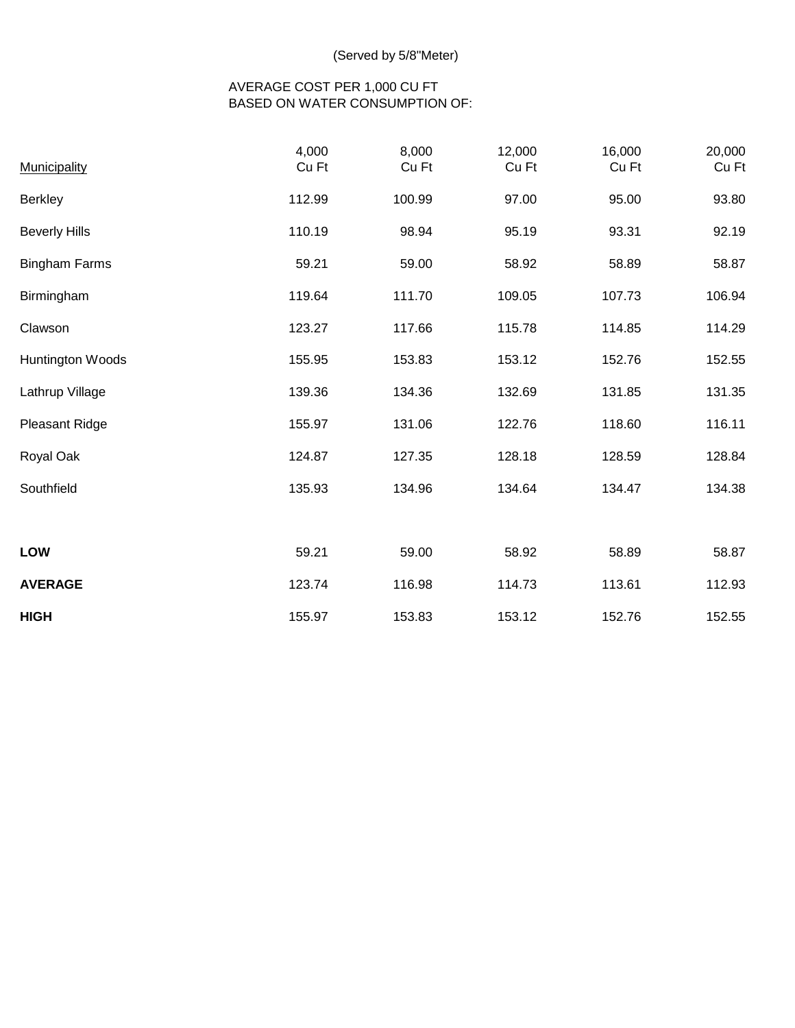(Served by 5/8"Meter)

AVERAGE COST PER 1,000 CU FT
BASED ON WATER CONSUMPTION OF:

| Municipality | 4,000 Cu Ft | 8,000 Cu Ft | 12,000 Cu Ft | 16,000 Cu Ft | 20,000 Cu Ft |
|---|---|---|---|---|---|
| Berkley | 112.99 | 100.99 | 97.00 | 95.00 | 93.80 |
| Beverly Hills | 110.19 | 98.94 | 95.19 | 93.31 | 92.19 |
| Bingham Farms | 59.21 | 59.00 | 58.92 | 58.89 | 58.87 |
| Birmingham | 119.64 | 111.70 | 109.05 | 107.73 | 106.94 |
| Clawson | 123.27 | 117.66 | 115.78 | 114.85 | 114.29 |
| Huntington Woods | 155.95 | 153.83 | 153.12 | 152.76 | 152.55 |
| Lathrup Village | 139.36 | 134.36 | 132.69 | 131.85 | 131.35 |
| Pleasant Ridge | 155.97 | 131.06 | 122.76 | 118.60 | 116.11 |
| Royal Oak | 124.87 | 127.35 | 128.18 | 128.59 | 128.84 |
| Southfield | 135.93 | 134.96 | 134.64 | 134.47 | 134.38 |
| | | | | | |
| **LOW** | 59.21 | 59.00 | 58.92 | 58.89 | 58.87 |
| **AVERAGE** | 123.74 | 116.98 | 114.73 | 113.61 | 112.93 |
| **HIGH** | 155.97 | 153.83 | 153.12 | 152.76 | 152.55 |